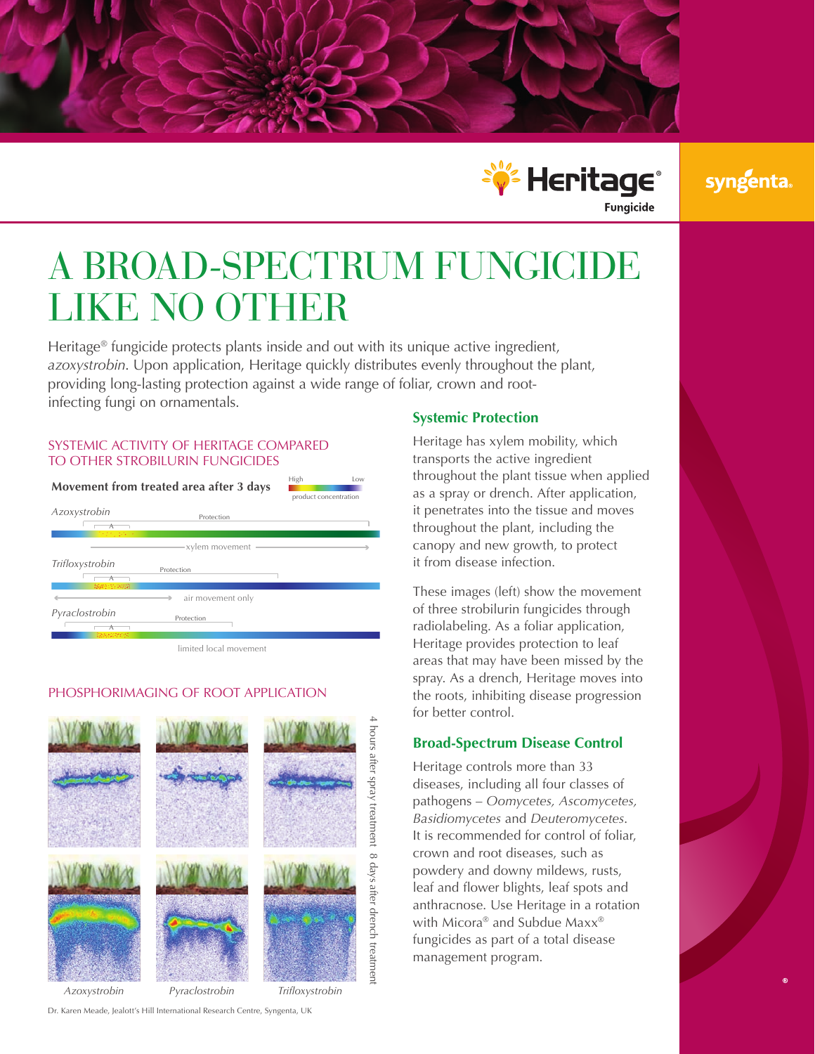Heritage® Fungicide

syngenta

# A BROAD-SPECTRUM FUNGICIDE LIKE NO OTHER

Heritage® fungicide protects plants inside and out with its unique active ingredient, *azoxystrobin*. Upon application, Heritage quickly distributes evenly throughout the plant, providing long-lasting protection against a wide range of foliar, crown and root-infecting fungi on ornamentals.

## SYSTEMIC ACTIVITY OF HERITAGE COMPARED TO OTHER STROBILURIN FUNGICIDES

**Movement from treated area after 3 days**

High — Low
product concentration

*Azoxystrobin*
Protection
A
xylem movement

*Trifloxystrobin*
Protection
A
air movement only

*Pyraclostrobin*
Protection
A
limited local movement

## PHOSPHORIMAGING OF ROOT APPLICATION

4 hours after spray treatment

8 days after drench treatment

*Azoxystrobin* — *Pyraclostrobin* — *Trifloxystrobin*

Dr. Karen Meade, Jealott's Hill International Research Centre, Syngenta, UK

### Systemic Protection

Heritage has xylem mobility, which transports the active ingredient throughout the plant tissue when applied as a spray or drench. After application, it penetrates into the tissue and moves throughout the plant, including the canopy and new growth, to protect it from disease infection.

These images (left) show the movement of three strobilurin fungicides through radiolabeling. As a foliar application, Heritage provides protection to leaf areas that may have been missed by the spray. As a drench, Heritage moves into the roots, inhibiting disease progression for better control.

### Broad-Spectrum Disease Control

Heritage controls more than 33 diseases, including all four classes of pathogens – *Oomycetes, Ascomycetes, Basidiomycetes* and *Deuteromycetes*. It is recommended for control of foliar, crown and root diseases, such as powdery and downy mildews, rusts, leaf and flower blights, leaf spots and anthracnose. Use Heritage in a rotation with Micora® and Subdue Maxx® fungicides as part of a total disease management program.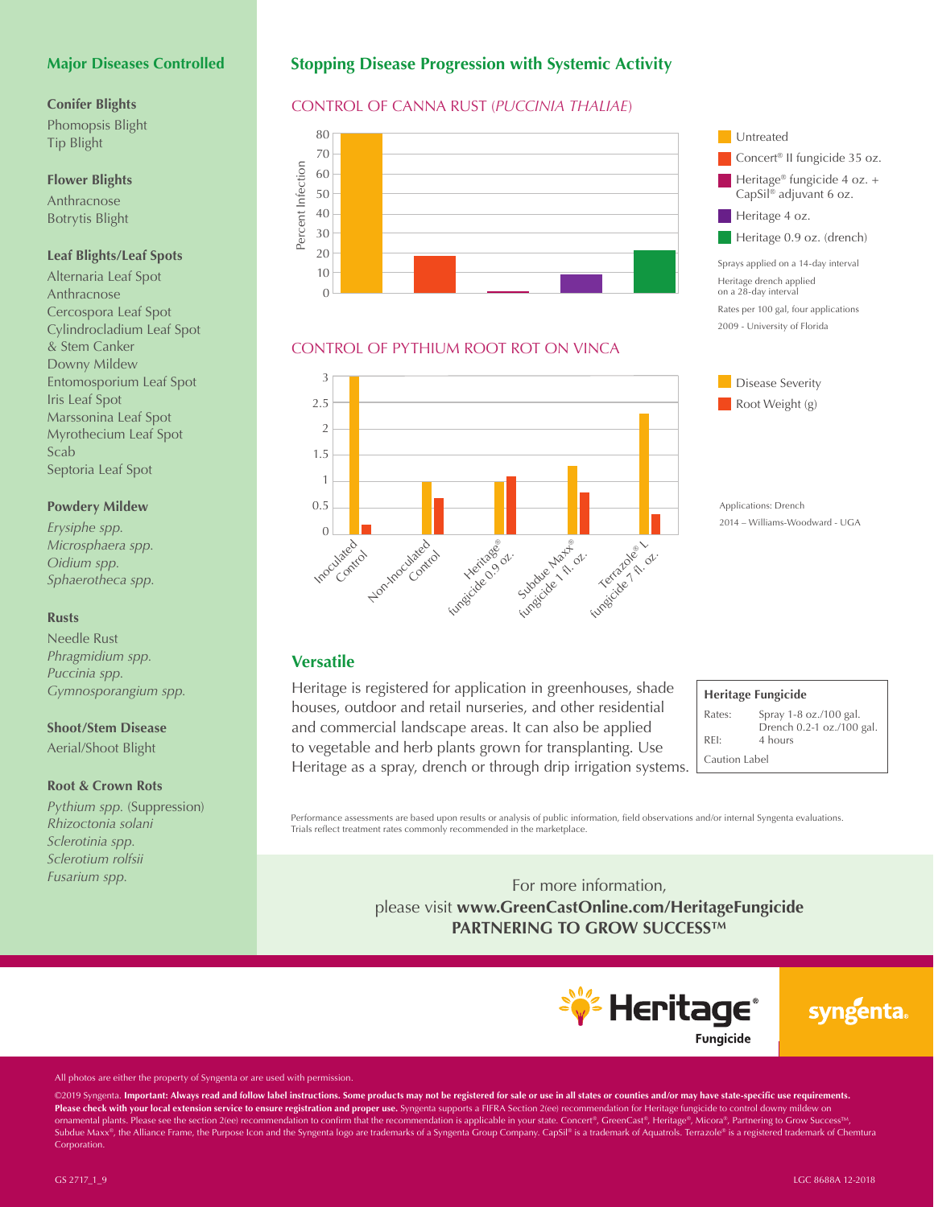## Major Diseases Controlled

**Conifer Blights**

Phomopsis Blight
Tip Blight

**Flower Blights**

Anthracnose
Botrytis Blight

**Leaf Blights/Leaf Spots**

Alternaria Leaf Spot
Anthracnose
Cercospora Leaf Spot
Cylindrocladium Leaf Spot & Stem Canker
Downy Mildew
Entomosporium Leaf Spot
Iris Leaf Spot
Marssonina Leaf Spot
Myrothecium Leaf Spot
Scab
Septoria Leaf Spot

**Powdery Mildew**

*Erysiphe spp.*
*Microsphaera spp.*
*Oidium spp.*
*Sphaerotheca spp.*

**Rusts**

Needle Rust
*Phragmidium spp.*
*Puccinia spp.*
*Gymnosporangium spp.*

**Shoot/Stem Disease**

Aerial/Shoot Blight

**Root & Crown Rots**

*Pythium spp.* (Suppression)
*Rhizoctonia solani*
*Sclerotinia spp.*
*Sclerotium rolfsii*
*Fusarium spp.*

## Stopping Disease Progression with Systemic Activity

### CONTROL OF CANNA RUST (*PUCCINIA THALIAE*)

Percent Infection
0 10 20 30 40 50 60 70 80

Untreated
Concert® II fungicide 35 oz.
Heritage® fungicide 4 oz. + CapSil® adjuvant 6 oz.
Heritage 4 oz.
Heritage 0.9 oz. (drench)

Sprays applied on a 14-day interval
Heritage drench applied on a 28-day interval
Rates per 100 gal, four applications
2009 - University of Florida

### CONTROL OF PYTHIUM ROOT ROT ON VINCA

0 0.5 1 1.5 2 2.5 3

Inoculated Control
Non-Inoculated Control
Heritage® fungicide 0.9 oz.
Subdue Maxx® fungicide 1 fl. oz.
Terrazole® L fungicide 7 fl. oz.

Disease Severity
Root Weight (g)

Applications: Drench
2014 – Williams-Woodward - UGA

## Versatile

Heritage is registered for application in greenhouses, shade houses, outdoor and retail nurseries, and other residential and commercial landscape areas. It can also be applied to vegetable and herb plants grown for transplanting. Use Heritage as a spray, drench or through drip irrigation systems.

| **Heritage Fungicide** | |
|---|---|
| Rates: | Spray 1-8 oz./100 gal. Drench 0.2-1 oz./100 gal. |
| REI: | 4 hours |
| Caution Label | |

Performance assessments are based upon results or analysis of public information, field observations and/or internal Syngenta evaluations. Trials reflect treatment rates commonly recommended in the marketplace.

For more information, please visit **www.GreenCastOnline.com/HeritageFungicide**
**PARTNERING TO GROW SUCCESS™**

Heritage® Fungicide

syngenta.

All photos are either the property of Syngenta or are used with permission.

©2019 Syngenta. **Important: Always read and follow label instructions. Some products may not be registered for sale or use in all states or counties and/or may have state-specific use requirements. Please check with your local extension service to ensure registration and proper use.** Syngenta supports a FIFRA Section 2(ee) recommendation for Heritage fungicide to control downy mildew on ornamental plants. Please see the section 2(ee) recommendation to confirm that the recommendation is applicable in your state. Concert®, GreenCast®, Heritage®, Micora®, Partnering to Grow Success™, Subdue Maxx®, the Alliance Frame, the Purpose Icon and the Syngenta logo are trademarks of a Syngenta Group Company. CapSil® is a trademark of Aquatrols. Terrazole® is a registered trademark of Chemtura Corporation.

GS 2717_1_9

LGC 8688A 12-2018